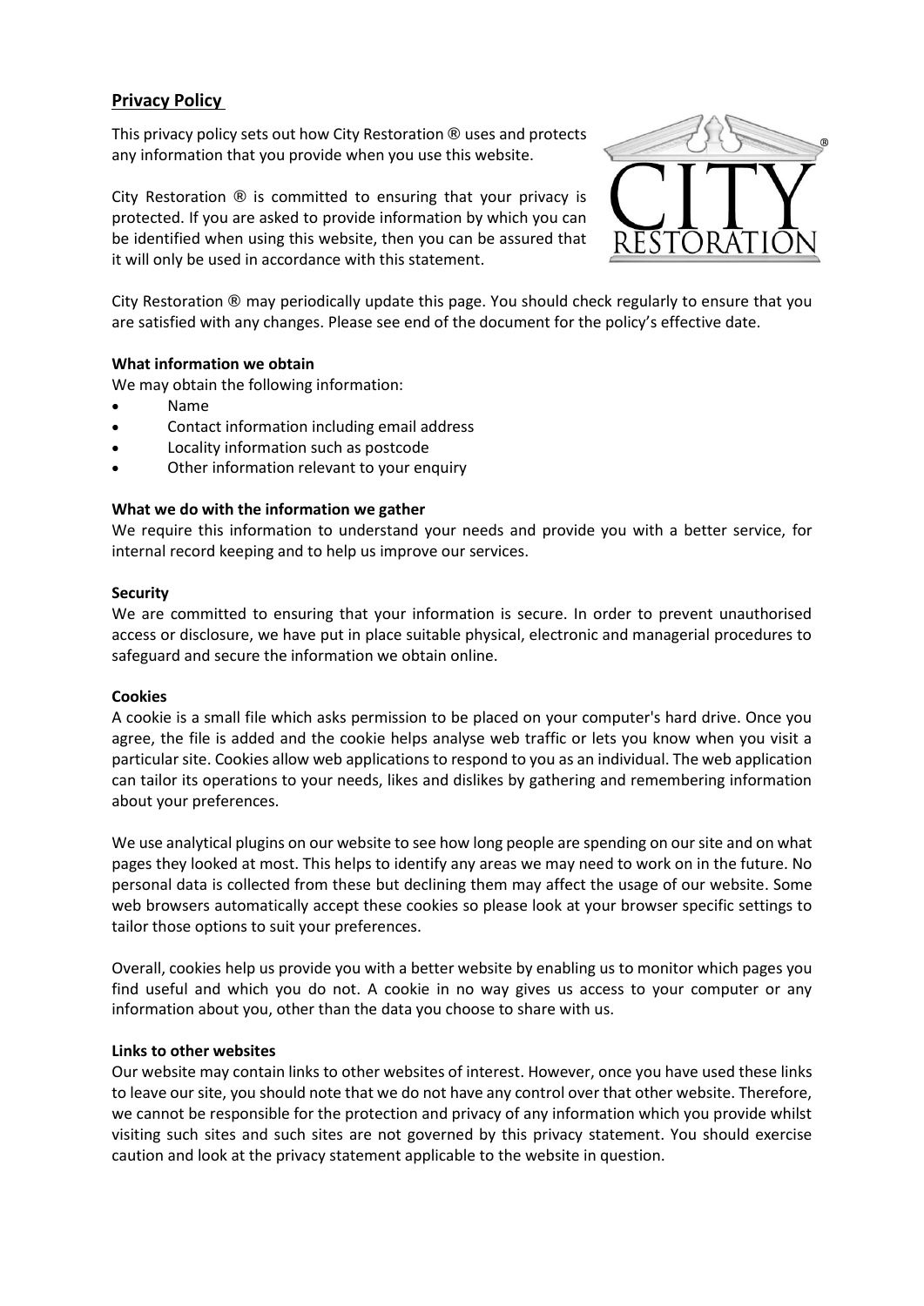## Privacy Policy

This privacy policy sets out how City Restoration ® uses and protects any information that you provide when you use this website.

City Restoration ® is committed to ensuring that your privacy is protected. If you are asked to provide information by which you can be identified when using this website, then you can be assured that it will only be used in accordance with this statement.

City Restoration ® may periodically update this page. You should check regularly to ensure that you are satisfied with any changes. Please see end of the document for the policy's effective date.

**What information we obtain**

We may obtain the following information:

- Name
- Contact information including email address
- Locality information such as postcode
- Other information relevant to your enquiry

**What we do with the information we gather**

We require this information to understand your needs and provide you with a better service, for internal record keeping and to help us improve our services.

**Security**

We are committed to ensuring that your information is secure. In order to prevent unauthorised access or disclosure, we have put in place suitable physical, electronic and managerial procedures to safeguard and secure the information we obtain online.

**Cookies**

A cookie is a small file which asks permission to be placed on your computer's hard drive. Once you agree, the file is added and the cookie helps analyse web traffic or lets you know when you visit a particular site. Cookies allow web applications to respond to you as an individual. The web application can tailor its operations to your needs, likes and dislikes by gathering and remembering information about your preferences.

We use analytical plugins on our website to see how long people are spending on our site and on what pages they looked at most. This helps to identify any areas we may need to work on in the future. No personal data is collected from these but declining them may affect the usage of our website. Some web browsers automatically accept these cookies so please look at your browser specific settings to tailor those options to suit your preferences.

Overall, cookies help us provide you with a better website by enabling us to monitor which pages you find useful and which you do not. A cookie in no way gives us access to your computer or any information about you, other than the data you choose to share with us.

**Links to other websites**

Our website may contain links to other websites of interest. However, once you have used these links to leave our site, you should note that we do not have any control over that other website. Therefore, we cannot be responsible for the protection and privacy of any information which you provide whilst visiting such sites and such sites are not governed by this privacy statement. You should exercise caution and look at the privacy statement applicable to the website in question.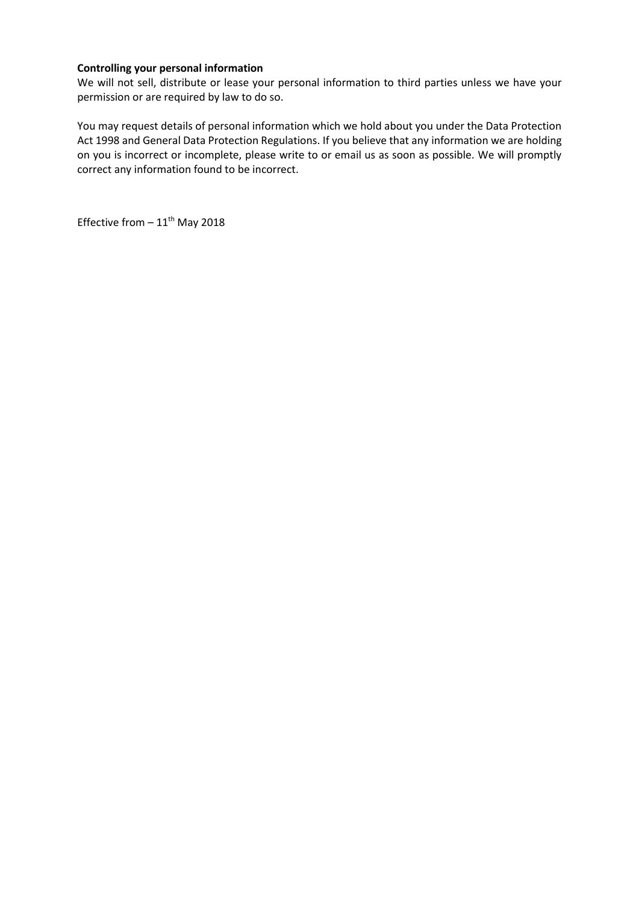**Controlling your personal information**

We will not sell, distribute or lease your personal information to third parties unless we have your permission or are required by law to do so.

You may request details of personal information which we hold about you under the Data Protection Act 1998 and General Data Protection Regulations. If you believe that any information we are holding on you is incorrect or incomplete, please write to or email us as soon as possible. We will promptly correct any information found to be incorrect.

Effective from – 11th May 2018